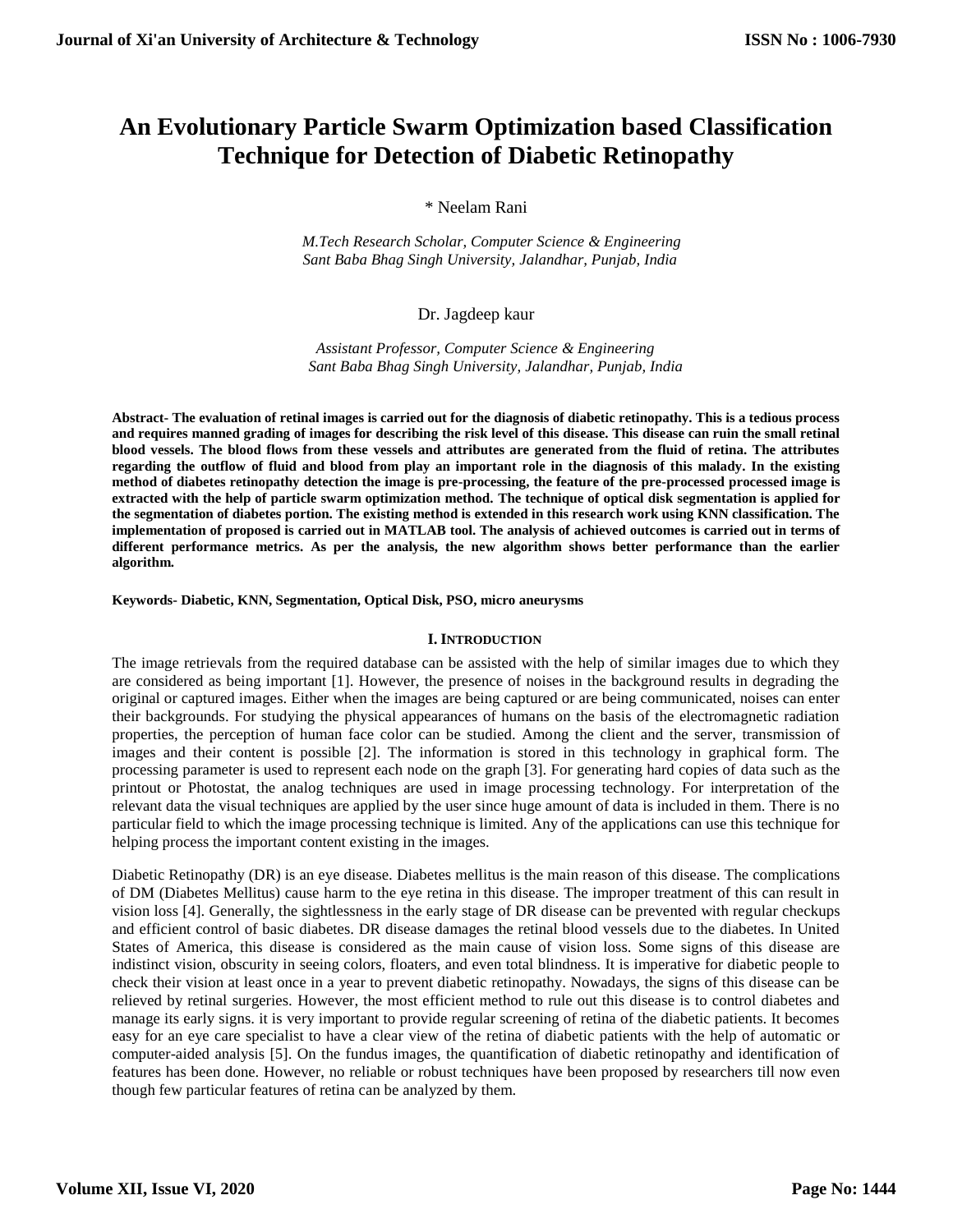# An Evolutionary Particle Swarm Optimization based Classification Technique for Detection of Diabetic Retinopathy

\* Neelam Rani

*M.Tech Research Scholar, Computer Science & Engineering*
*Sant Baba Bhag Singh University, Jalandhar, Punjab, India*

Dr. Jagdeep kaur

*Assistant Professor, Computer Science & Engineering*
*Sant Baba Bhag Singh University, Jalandhar, Punjab, India*

**Abstract- The evaluation of retinal images is carried out for the diagnosis of diabetic retinopathy. This is a tedious process and requires manned grading of images for describing the risk level of this disease. This disease can ruin the small retinal blood vessels. The blood flows from these vessels and attributes are generated from the fluid of retina. The attributes regarding the outflow of fluid and blood from play an important role in the diagnosis of this malady. In the existing method of diabetes retinopathy detection the image is pre-processing, the feature of the pre-processed processed image is extracted with the help of particle swarm optimization method. The technique of optical disk segmentation is applied for the segmentation of diabetes portion. The existing method is extended in this research work using KNN classification. The implementation of proposed is carried out in MATLAB tool. The analysis of achieved outcomes is carried out in terms of different performance metrics. As per the analysis, the new algorithm shows better performance than the earlier algorithm.**

**Keywords- Diabetic, KNN, Segmentation, Optical Disk, PSO, micro aneurysms**

## I. Introduction

The image retrievals from the required database can be assisted with the help of similar images due to which they are considered as being important [1]. However, the presence of noises in the background results in degrading the original or captured images. Either when the images are being captured or are being communicated, noises can enter their backgrounds. For studying the physical appearances of humans on the basis of the electromagnetic radiation properties, the perception of human face color can be studied. Among the client and the server, transmission of images and their content is possible [2]. The information is stored in this technology in graphical form. The processing parameter is used to represent each node on the graph [3]. For generating hard copies of data such as the printout or Photostat, the analog techniques are used in image processing technology. For interpretation of the relevant data the visual techniques are applied by the user since huge amount of data is included in them. There is no particular field to which the image processing technique is limited. Any of the applications can use this technique for helping process the important content existing in the images.

Diabetic Retinopathy (DR) is an eye disease. Diabetes mellitus is the main reason of this disease. The complications of DM (Diabetes Mellitus) cause harm to the eye retina in this disease. The improper treatment of this can result in vision loss [4]. Generally, the sightlessness in the early stage of DR disease can be prevented with regular checkups and efficient control of basic diabetes. DR disease damages the retinal blood vessels due to the diabetes. In United States of America, this disease is considered as the main cause of vision loss. Some signs of this disease are indistinct vision, obscurity in seeing colors, floaters, and even total blindness. It is imperative for diabetic people to check their vision at least once in a year to prevent diabetic retinopathy. Nowadays, the signs of this disease can be relieved by retinal surgeries. However, the most efficient method to rule out this disease is to control diabetes and manage its early signs. it is very important to provide regular screening of retina of the diabetic patients. It becomes easy for an eye care specialist to have a clear view of the retina of diabetic patients with the help of automatic or computer-aided analysis [5]. On the fundus images, the quantification of diabetic retinopathy and identification of features has been done. However, no reliable or robust techniques have been proposed by researchers till now even though few particular features of retina can be analyzed by them.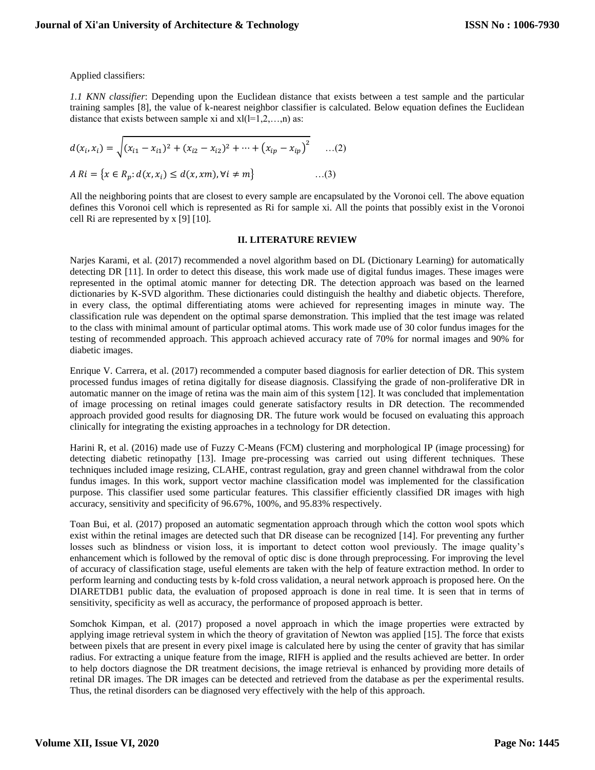Applied classifiers:

*1.1 KNN classifier*: Depending upon the Euclidean distance that exists between a test sample and the particular training samples [8], the value of k-nearest neighbor classifier is calculated. Below equation defines the Euclidean distance that exists between sample xi and xl(l=1,2,…,n) as:

$$d(x_i, x_i) = \sqrt{(x_{i1} - x_{i1})^2 + (x_{i2} - x_{i2})^2 + \cdots + (x_{ip} - x_{ip})^2} \quad \ldots(2)$$

$$A\ Ri = \{x \in R_p : d(x, x_i) \leq d(x, xm), \forall i \neq m\} \quad \ldots(3)$$

All the neighboring points that are closest to every sample are encapsulated by the Voronoi cell. The above equation defines this Voronoi cell which is represented as Ri for sample xi. All the points that possibly exist in the Voronoi cell Ri are represented by x [9] [10].

## II. LITERATURE REVIEW

Narjes Karami, et al. (2017) recommended a novel algorithm based on DL (Dictionary Learning) for automatically detecting DR [11]. In order to detect this disease, this work made use of digital fundus images. These images were represented in the optimal atomic manner for detecting DR. The detection approach was based on the learned dictionaries by K-SVD algorithm. These dictionaries could distinguish the healthy and diabetic objects. Therefore, in every class, the optimal differentiating atoms were achieved for representing images in minute way. The classification rule was dependent on the optimal sparse demonstration. This implied that the test image was related to the class with minimal amount of particular optimal atoms. This work made use of 30 color fundus images for the testing of recommended approach. This approach achieved accuracy rate of 70% for normal images and 90% for diabetic images.

Enrique V. Carrera, et al. (2017) recommended a computer based diagnosis for earlier detection of DR. This system processed fundus images of retina digitally for disease diagnosis. Classifying the grade of non-proliferative DR in automatic manner on the image of retina was the main aim of this system [12]. It was concluded that implementation of image processing on retinal images could generate satisfactory results in DR detection. The recommended approach provided good results for diagnosing DR. The future work would be focused on evaluating this approach clinically for integrating the existing approaches in a technology for DR detection.

Harini R, et al. (2016) made use of Fuzzy C-Means (FCM) clustering and morphological IP (image processing) for detecting diabetic retinopathy [13]. Image pre-processing was carried out using different techniques. These techniques included image resizing, CLAHE, contrast regulation, gray and green channel withdrawal from the color fundus images. In this work, support vector machine classification model was implemented for the classification purpose. This classifier used some particular features. This classifier efficiently classified DR images with high accuracy, sensitivity and specificity of 96.67%, 100%, and 95.83% respectively.

Toan Bui, et al. (2017) proposed an automatic segmentation approach through which the cotton wool spots which exist within the retinal images are detected such that DR disease can be recognized [14]. For preventing any further losses such as blindness or vision loss, it is important to detect cotton wool previously. The image quality's enhancement which is followed by the removal of optic disc is done through preprocessing. For improving the level of accuracy of classification stage, useful elements are taken with the help of feature extraction method. In order to perform learning and conducting tests by k-fold cross validation, a neural network approach is proposed here. On the DIARETDB1 public data, the evaluation of proposed approach is done in real time. It is seen that in terms of sensitivity, specificity as well as accuracy, the performance of proposed approach is better.

Somchok Kimpan, et al. (2017) proposed a novel approach in which the image properties were extracted by applying image retrieval system in which the theory of gravitation of Newton was applied [15]. The force that exists between pixels that are present in every pixel image is calculated here by using the center of gravity that has similar radius. For extracting a unique feature from the image, RIFH is applied and the results achieved are better. In order to help doctors diagnose the DR treatment decisions, the image retrieval is enhanced by providing more details of retinal DR images. The DR images can be detected and retrieved from the database as per the experimental results. Thus, the retinal disorders can be diagnosed very effectively with the help of this approach.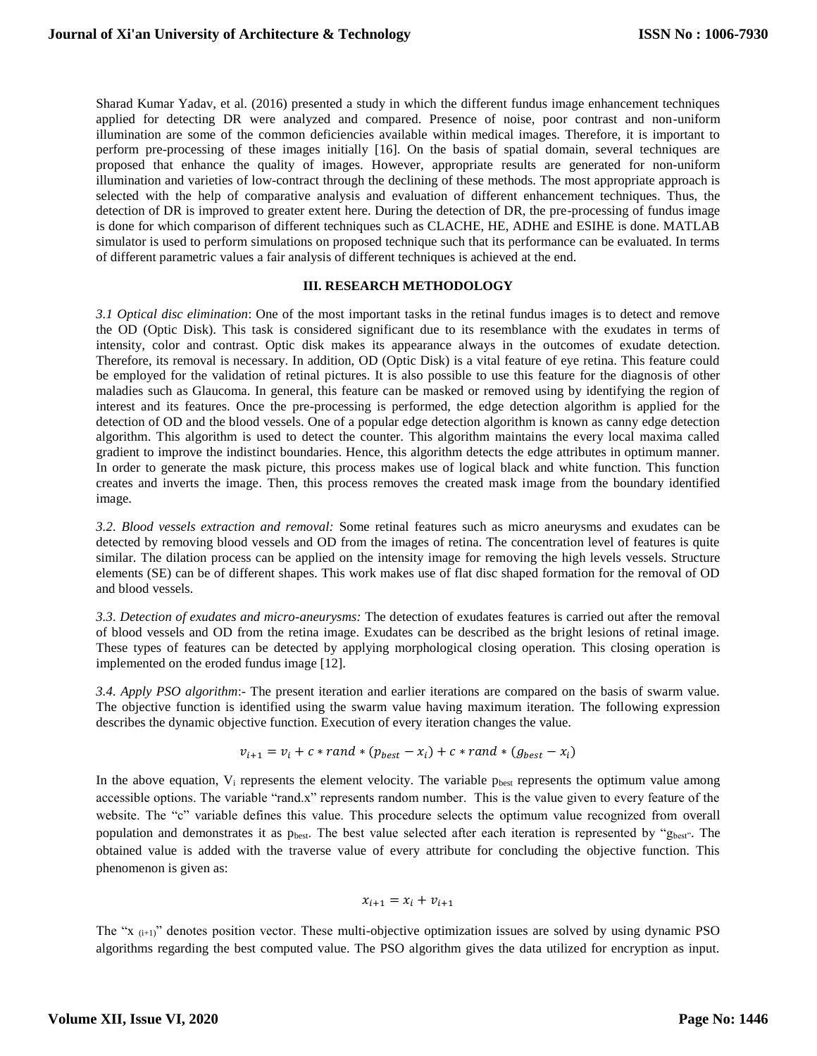Sharad Kumar Yadav, et al. (2016) presented a study in which the different fundus image enhancement techniques applied for detecting DR were analyzed and compared. Presence of noise, poor contrast and non-uniform illumination are some of the common deficiencies available within medical images. Therefore, it is important to perform pre-processing of these images initially [16]. On the basis of spatial domain, several techniques are proposed that enhance the quality of images. However, appropriate results are generated for non-uniform illumination and varieties of low-contract through the declining of these methods. The most appropriate approach is selected with the help of comparative analysis and evaluation of different enhancement techniques. Thus, the detection of DR is improved to greater extent here. During the detection of DR, the pre-processing of fundus image is done for which comparison of different techniques such as CLACHE, HE, ADHE and ESIHE is done. MATLAB simulator is used to perform simulations on proposed technique such that its performance can be evaluated. In terms of different parametric values a fair analysis of different techniques is achieved at the end.

## III. RESEARCH METHODOLOGY

*3.1 Optical disc elimination*: One of the most important tasks in the retinal fundus images is to detect and remove the OD (Optic Disk). This task is considered significant due to its resemblance with the exudates in terms of intensity, color and contrast. Optic disk makes its appearance always in the outcomes of exudate detection. Therefore, its removal is necessary. In addition, OD (Optic Disk) is a vital feature of eye retina. This feature could be employed for the validation of retinal pictures. It is also possible to use this feature for the diagnosis of other maladies such as Glaucoma. In general, this feature can be masked or removed using by identifying the region of interest and its features. Once the pre-processing is performed, the edge detection algorithm is applied for the detection of OD and the blood vessels. One of a popular edge detection algorithm is known as canny edge detection algorithm. This algorithm is used to detect the counter. This algorithm maintains the every local maxima called gradient to improve the indistinct boundaries. Hence, this algorithm detects the edge attributes in optimum manner. In order to generate the mask picture, this process makes use of logical black and white function. This function creates and inverts the image. Then, this process removes the created mask image from the boundary identified image.

*3.2. Blood vessels extraction and removal:* Some retinal features such as micro aneurysms and exudates can be detected by removing blood vessels and OD from the images of retina. The concentration level of features is quite similar. The dilation process can be applied on the intensity image for removing the high levels vessels. Structure elements (SE) can be of different shapes. This work makes use of flat disc shaped formation for the removal of OD and blood vessels.

*3.3. Detection of exudates and micro-aneurysms:* The detection of exudates features is carried out after the removal of blood vessels and OD from the retina image. Exudates can be described as the bright lesions of retinal image. These types of features can be detected by applying morphological closing operation. This closing operation is implemented on the eroded fundus image [12].

*3.4. Apply PSO algorithm*:- The present iteration and earlier iterations are compared on the basis of swarm value. The objective function is identified using the swarm value having maximum iteration. The following expression describes the dynamic objective function. Execution of every iteration changes the value.

$$v_{i+1} = v_i + c * rand * (p_{best} - x_i) + c * rand * (g_{best} - x_i)$$

In the above equation, $V_i$ represents the element velocity. The variable $p_{best}$ represents the optimum value among accessible options. The variable "rand.x" represents random number. This is the value given to every feature of the website. The "c" variable defines this value. This procedure selects the optimum value recognized from overall population and demonstrates it as $p_{best}$. The best value selected after each iteration is represented by "$g_{best}$". The obtained value is added with the traverse value of every attribute for concluding the objective function. This phenomenon is given as:

$$x_{i+1} = x_i + v_{i+1}$$

The "$x_{(i+1)}$" denotes position vector. These multi-objective optimization issues are solved by using dynamic PSO algorithms regarding the best computed value. The PSO algorithm gives the data utilized for encryption as input.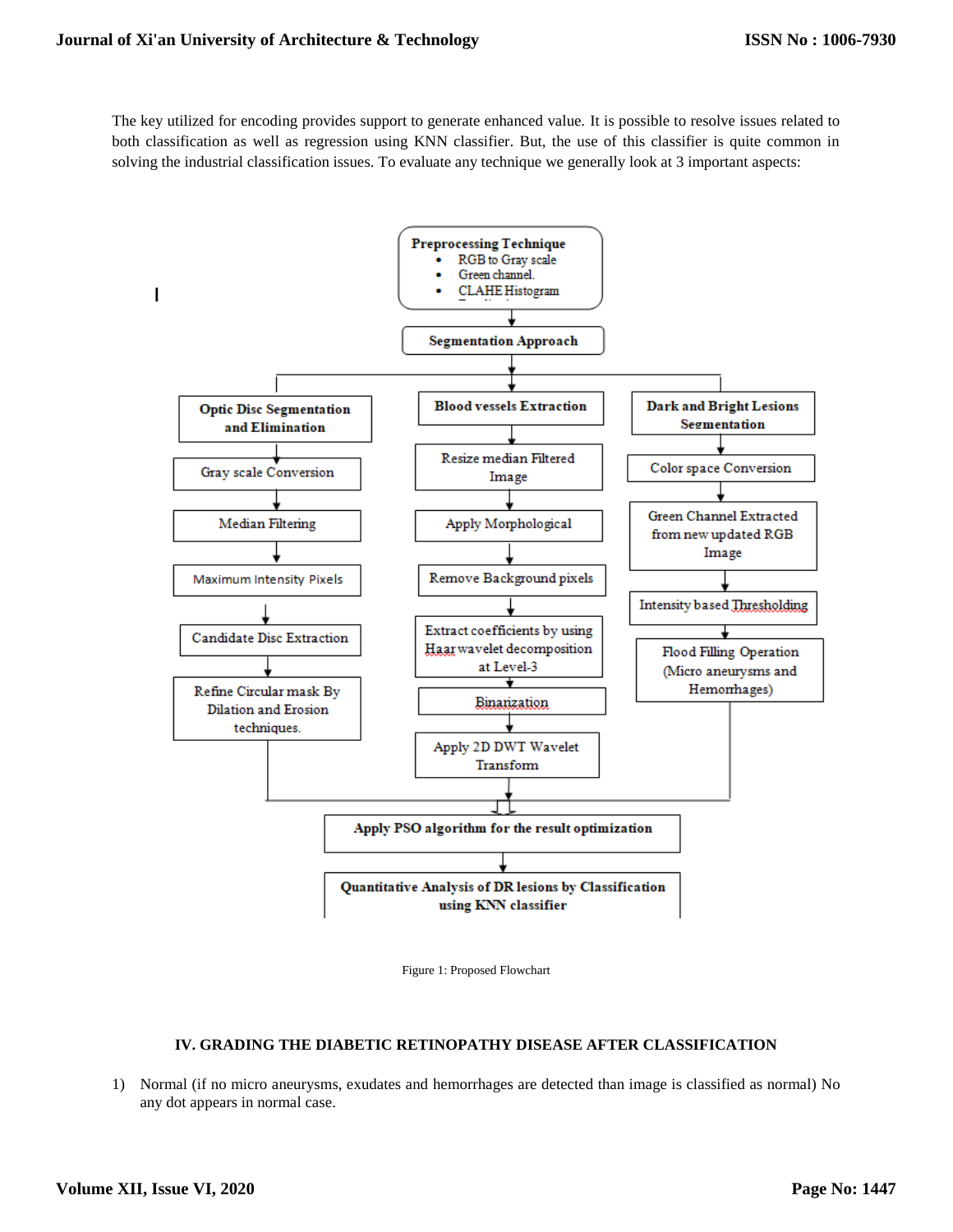The key utilized for encoding provides support to generate enhanced value. It is possible to resolve issues related to both classification as well as regression using KNN classifier. But, the use of this classifier is quite common in solving the industrial classification issues. To evaluate any technique we generally look at 3 important aspects:

**Preprocessing Technique**
- RGB to Gray scale
- Green channel.
- CLAHE Histogram

↓

**Segmentation Approach**

↓

**Optic Disc Segmentation and Elimination**
- Gray scale Conversion
- Median Filtering
- Maximum Intensity Pixels
- Candidate Disc Extraction
- Refine Circular mask By Dilation and Erosion techniques.

**Blood vessels Extraction**
- Resize median Filtered Image
- Apply Morphological
- Remove Background pixels
- Extract coefficients by using Haar wavelet decomposition at Level-3
- Binarization
- Apply 2D DWT Wavelet Transform

**Dark and Bright Lesions Segmentation**
- Color space Conversion
- Green Channel Extracted from new updated RGB Image
- Intensity based Thresholding
- Flood Filling Operation (Micro aneurysms and Hemorrhages)

↓

**Apply PSO algorithm for the result optimization**

↓

**Quantitative Analysis of DR lesions by Classification using KNN classifier**

Figure 1: Proposed Flowchart

## IV. GRADING THE DIABETIC RETINOPATHY DISEASE AFTER CLASSIFICATION

1) Normal (if no micro aneurysms, exudates and hemorrhages are detected than image is classified as normal) No any dot appears in normal case.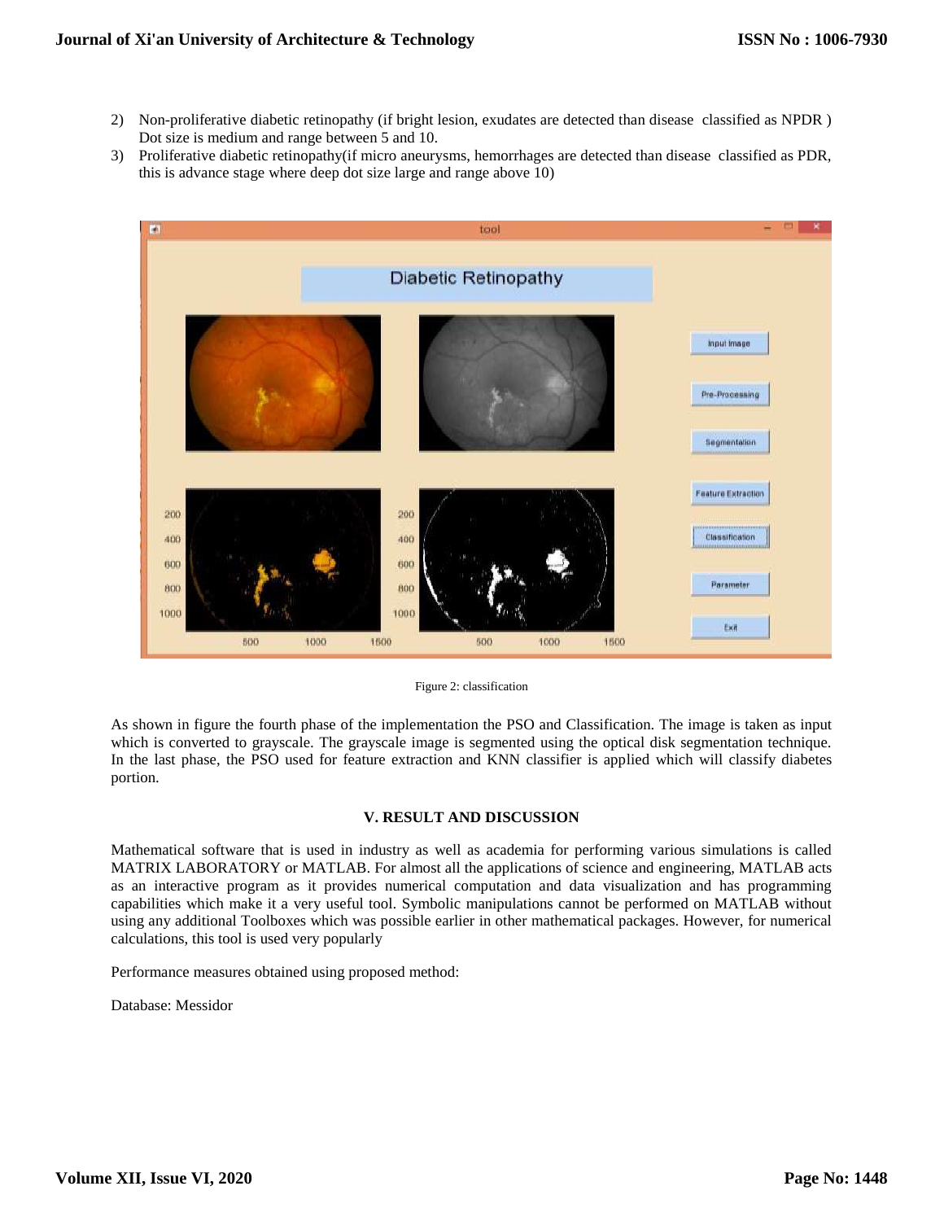2) Non-proliferative diabetic retinopathy (if bright lesion, exudates are detected than disease classified as NPDR ) Dot size is medium and range between 5 and 10.
3) Proliferative diabetic retinopathy(if micro aneurysms, hemorrhages are detected than disease classified as PDR, this is advance stage where deep dot size large and range above 10)

Figure 2: classification

As shown in figure the fourth phase of the implementation the PSO and Classification. The image is taken as input which is converted to grayscale. The grayscale image is segmented using the optical disk segmentation technique. In the last phase, the PSO used for feature extraction and KNN classifier is applied which will classify diabetes portion.

## V. RESULT AND DISCUSSION

Mathematical software that is used in industry as well as academia for performing various simulations is called MATRIX LABORATORY or MATLAB. For almost all the applications of science and engineering, MATLAB acts as an interactive program as it provides numerical computation and data visualization and has programming capabilities which make it a very useful tool. Symbolic manipulations cannot be performed on MATLAB without using any additional Toolboxes which was possible earlier in other mathematical packages. However, for numerical calculations, this tool is used very popularly

Performance measures obtained using proposed method:

Database: Messidor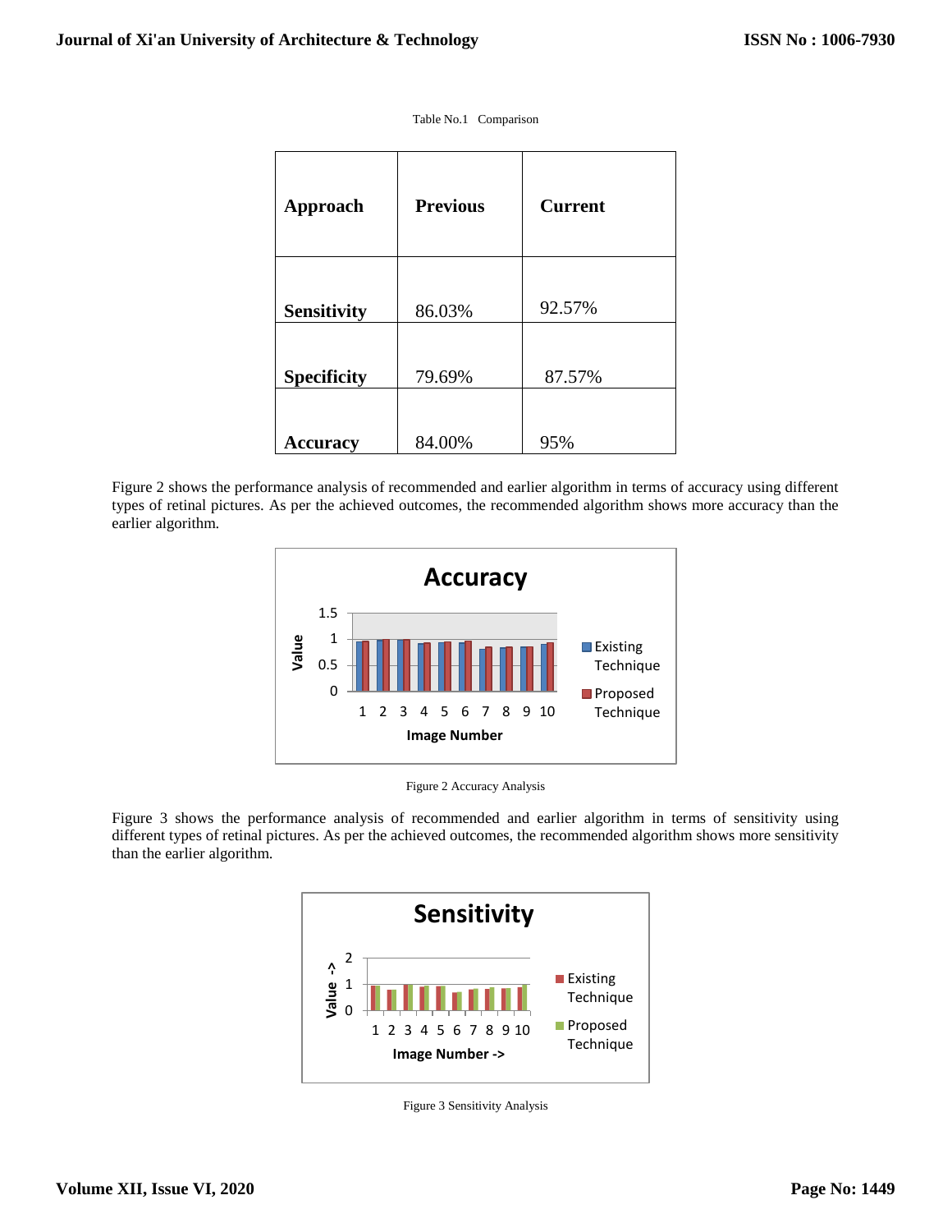Table No.1 Comparison

| Approach | Previous | Current |
|---|---|---|
| **Sensitivity** | 86.03% | 92.57% |
| **Specificity** | 79.69% | 87.57% |
| **Accuracy** | 84.00% | 95% |

Figure 2 shows the performance analysis of recommended and earlier algorithm in terms of accuracy using different types of retinal pictures. As per the achieved outcomes, the recommended algorithm shows more accuracy than the earlier algorithm.

Figure 2 Accuracy Analysis

Figure 3 shows the performance analysis of recommended and earlier algorithm in terms of sensitivity using different types of retinal pictures. As per the achieved outcomes, the recommended algorithm shows more sensitivity than the earlier algorithm.

Figure 3 Sensitivity Analysis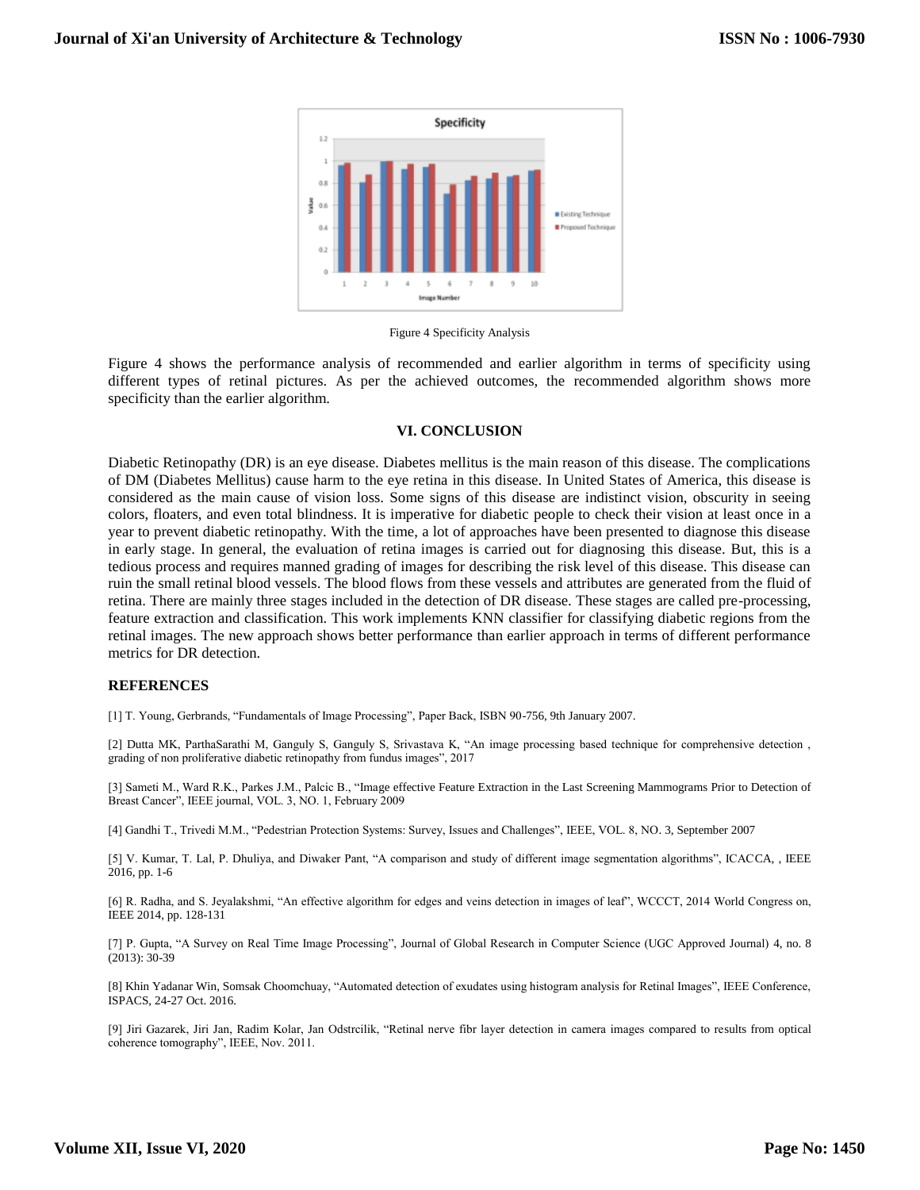Figure 4 Specificity Analysis

Figure 4 shows the performance analysis of recommended and earlier algorithm in terms of specificity using different types of retinal pictures. As per the achieved outcomes, the recommended algorithm shows more specificity than the earlier algorithm.

## VI. CONCLUSION

Diabetic Retinopathy (DR) is an eye disease. Diabetes mellitus is the main reason of this disease. The complications of DM (Diabetes Mellitus) cause harm to the eye retina in this disease. In United States of America, this disease is considered as the main cause of vision loss. Some signs of this disease are indistinct vision, obscurity in seeing colors, floaters, and even total blindness. It is imperative for diabetic people to check their vision at least once in a year to prevent diabetic retinopathy. With the time, a lot of approaches have been presented to diagnose this disease in early stage. In general, the evaluation of retina images is carried out for diagnosing this disease. But, this is a tedious process and requires manned grading of images for describing the risk level of this disease. This disease can ruin the small retinal blood vessels. The blood flows from these vessels and attributes are generated from the fluid of retina. There are mainly three stages included in the detection of DR disease. These stages are called pre-processing, feature extraction and classification. This work implements KNN classifier for classifying diabetic regions from the retinal images. The new approach shows better performance than earlier approach in terms of different performance metrics for DR detection.

## REFERENCES

[1] T. Young, Gerbrands, "Fundamentals of Image Processing", Paper Back, ISBN 90-756, 9th January 2007.

[2] Dutta MK, ParthaSarathi M, Ganguly S, Ganguly S, Srivastava K, "An image processing based technique for comprehensive detection , grading of non proliferative diabetic retinopathy from fundus images", 2017

[3] Sameti M., Ward R.K., Parkes J.M., Palcic B., "Image effective Feature Extraction in the Last Screening Mammograms Prior to Detection of Breast Cancer", IEEE journal, VOL. 3, NO. 1, February 2009

[4] Gandhi T., Trivedi M.M., "Pedestrian Protection Systems: Survey, Issues and Challenges", IEEE, VOL. 8, NO. 3, September 2007

[5] V. Kumar, T. Lal, P. Dhuliya, and Diwaker Pant, "A comparison and study of different image segmentation algorithms", ICACCA, , IEEE 2016, pp. 1-6

[6] R. Radha, and S. Jeyalakshmi, "An effective algorithm for edges and veins detection in images of leaf", WCCCT, 2014 World Congress on, IEEE 2014, pp. 128-131

[7] P. Gupta, "A Survey on Real Time Image Processing", Journal of Global Research in Computer Science (UGC Approved Journal) 4, no. 8 (2013): 30-39

[8] Khin Yadanar Win, Somsak Choomchuay, "Automated detection of exudates using histogram analysis for Retinal Images", IEEE Conference, ISPACS, 24-27 Oct. 2016.

[9] Jiri Gazarek, Jiri Jan, Radim Kolar, Jan Odstrcilik, "Retinal nerve fibr layer detection in camera images compared to results from optical coherence tomography", IEEE, Nov. 2011.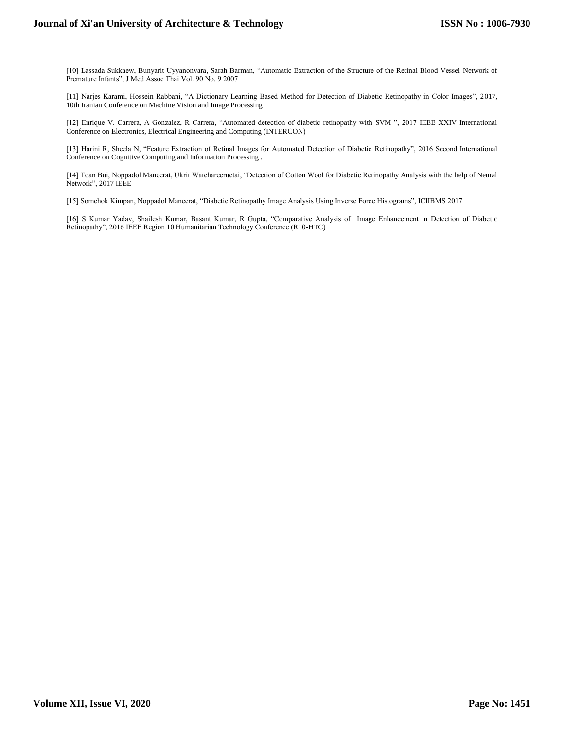[10] Lassada Sukkaew, Bunyarit Uyyanonvara, Sarah Barman, "Automatic Extraction of the Structure of the Retinal Blood Vessel Network of Premature Infants", J Med Assoc Thai Vol. 90 No. 9 2007

[11] Narjes Karami, Hossein Rabbani, "A Dictionary Learning Based Method for Detection of Diabetic Retinopathy in Color Images", 2017, 10th Iranian Conference on Machine Vision and Image Processing

[12] Enrique V. Carrera, A Gonzalez, R Carrera, "Automated detection of diabetic retinopathy with SVM ", 2017 IEEE XXIV International Conference on Electronics, Electrical Engineering and Computing (INTERCON)

[13] Harini R, Sheela N, "Feature Extraction of Retinal Images for Automated Detection of Diabetic Retinopathy", 2016 Second International Conference on Cognitive Computing and Information Processing .

[14] Toan Bui, Noppadol Maneerat, Ukrit Watchareeruetai, "Detection of Cotton Wool for Diabetic Retinopathy Analysis with the help of Neural Network", 2017 IEEE

[15] Somchok Kimpan, Noppadol Maneerat, "Diabetic Retinopathy Image Analysis Using Inverse Force Histograms", ICIIBMS 2017

[16] S Kumar Yadav, Shailesh Kumar, Basant Kumar, R Gupta, "Comparative Analysis of Image Enhancement in Detection of Diabetic Retinopathy", 2016 IEEE Region 10 Humanitarian Technology Conference (R10-HTC)